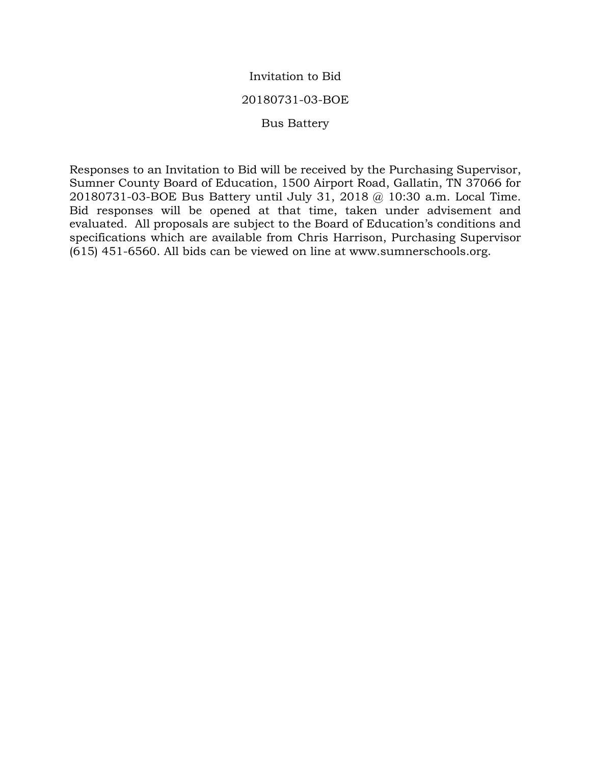# Invitation to Bid

## 20180731-03-BOE

## Bus Battery

Responses to an Invitation to Bid will be received by the Purchasing Supervisor, Sumner County Board of Education, 1500 Airport Road, Gallatin, TN 37066 for 20180731-03-BOE Bus Battery until July 31, 2018 @ 10:30 a.m. Local Time. Bid responses will be opened at that time, taken under advisement and evaluated. All proposals are subject to the Board of Education's conditions and specifications which are available from Chris Harrison, Purchasing Supervisor (615) 451-6560. All bids can be viewed on line at www.sumnerschools.org.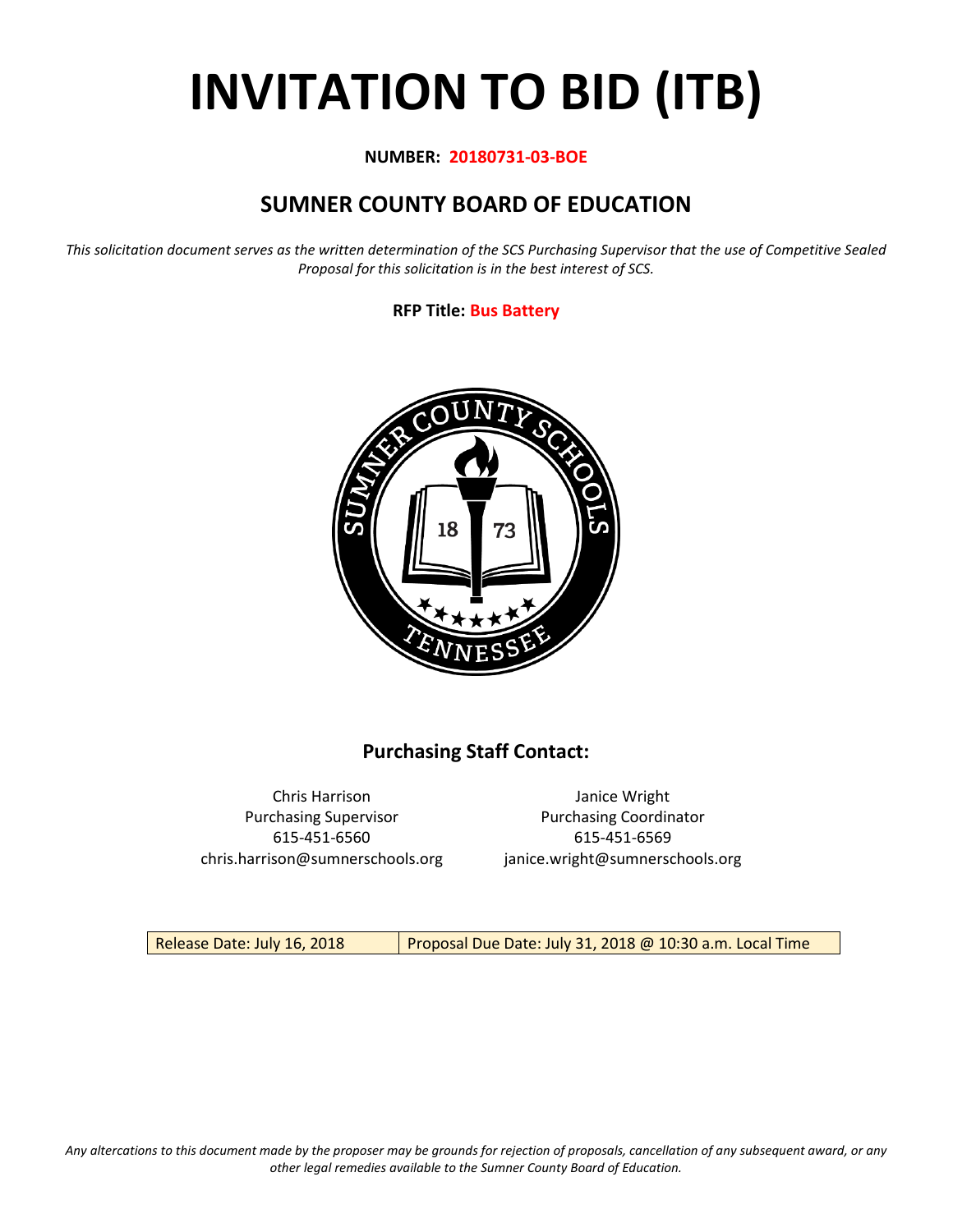# INVITATION TO BID (ITB)

**NUMBER: 20180731-03-BOE**

## SUMNER COUNTY BOARD OF EDUCATION

*This solicitation document serves as the written determination of the SCS Purchasing Supervisor that the use of Competitive Sealed Proposal for this solicitation is in the best interest of SCS.*

**RFP Title: Bus Battery**

### Purchasing Staff Contact:

Chris Harrison
Purchasing Supervisor
615-451-6560
chris.harrison@sumnerschools.org

Janice Wright
Purchasing Coordinator
615-451-6569
janice.wright@sumnerschools.org

| Release Date: July 16, 2018 | Proposal Due Date: July 31, 2018 @ 10:30 a.m. Local Time |
|---|---|

*Any altercations to this document made by the proposer may be grounds for rejection of proposals, cancellation of any subsequent award, or any other legal remedies available to the Sumner County Board of Education.*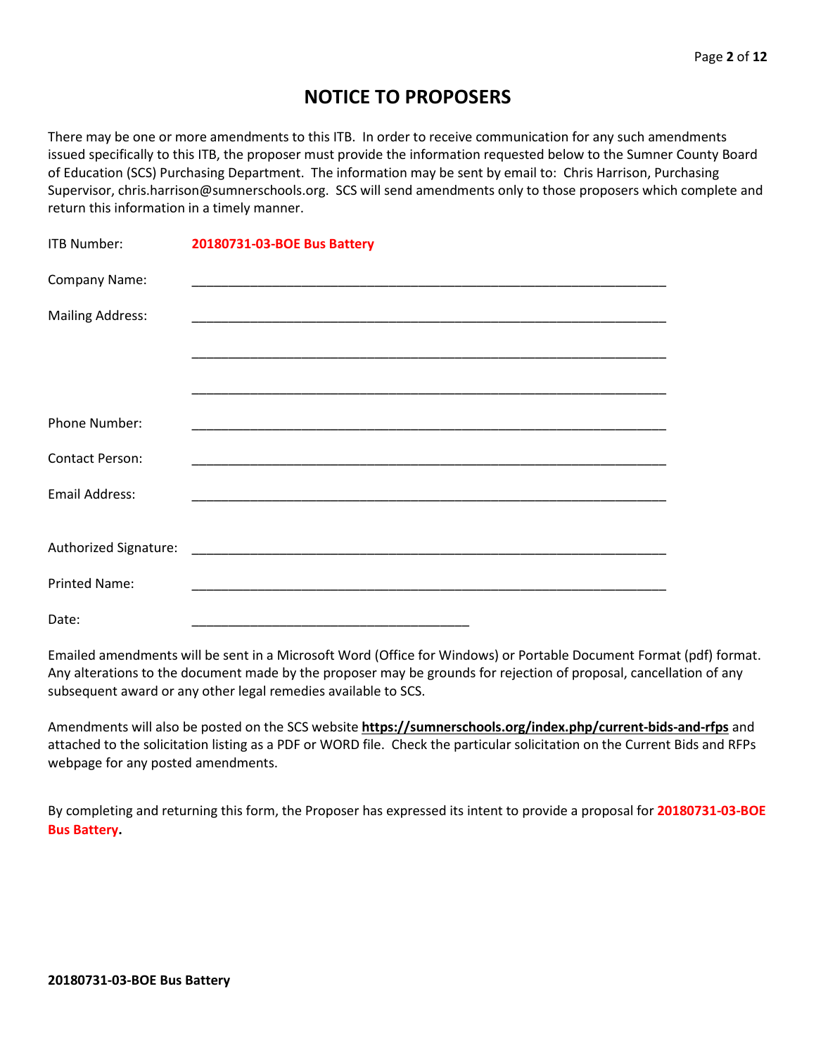# NOTICE TO PROPOSERS

There may be one or more amendments to this ITB. In order to receive communication for any such amendments issued specifically to this ITB, the proposer must provide the information requested below to the Sumner County Board of Education (SCS) Purchasing Department. The information may be sent by email to: Chris Harrison, Purchasing Supervisor, chris.harrison@sumnerschools.org. SCS will send amendments only to those proposers which complete and return this information in a timely manner.

ITB Number: **20180731-03-BOE Bus Battery**

Company Name: ___________________________________________________________________

Mailing Address: ___________________________________________________________________

___________________________________________________________________

___________________________________________________________________

Phone Number: ___________________________________________________________________

Contact Person: ___________________________________________________________________

Email Address: ___________________________________________________________________

Authorized Signature: ___________________________________________________________________

Printed Name: ___________________________________________________________________

Date: ______________________________________

Emailed amendments will be sent in a Microsoft Word (Office for Windows) or Portable Document Format (pdf) format. Any alterations to the document made by the proposer may be grounds for rejection of proposal, cancellation of any subsequent award or any other legal remedies available to SCS.

Amendments will also be posted on the SCS website **https://sumnerschools.org/index.php/current-bids-and-rfps** and attached to the solicitation listing as a PDF or WORD file. Check the particular solicitation on the Current Bids and RFPs webpage for any posted amendments.

By completing and returning this form, the Proposer has expressed its intent to provide a proposal for **20180731-03-BOE Bus Battery.**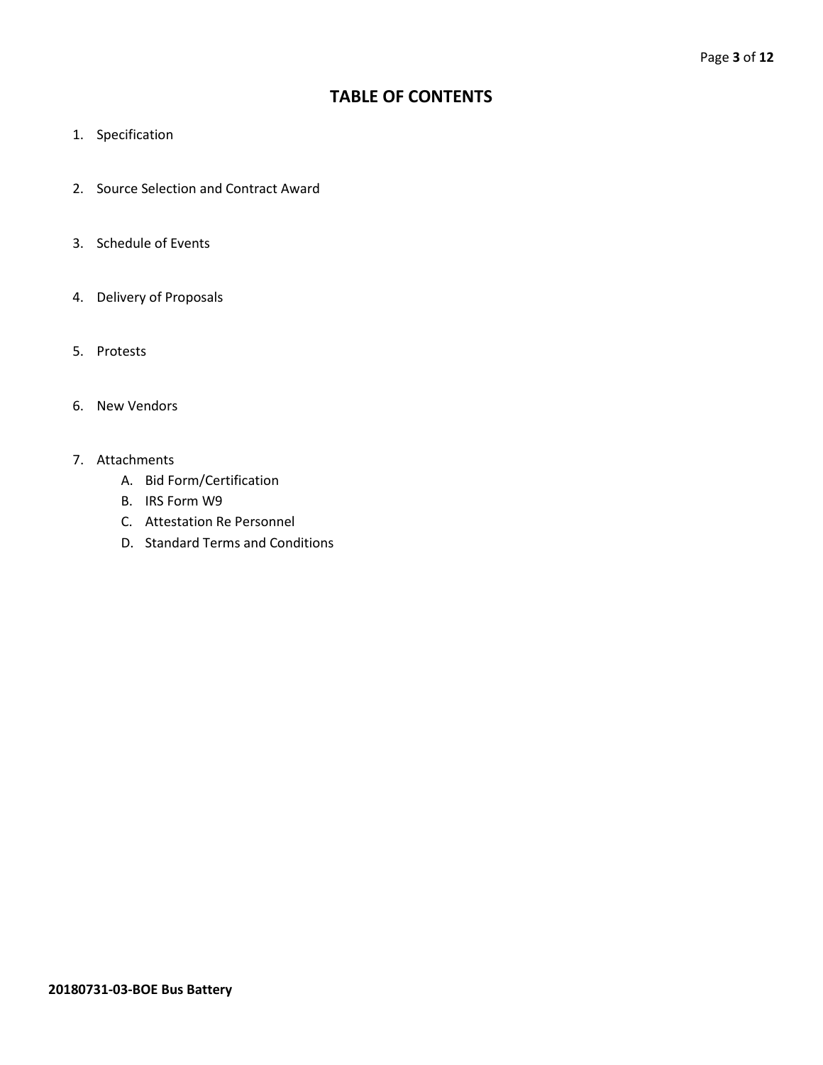# TABLE OF CONTENTS

1. Specification

2. Source Selection and Contract Award

3. Schedule of Events

4. Delivery of Proposals

5. Protests

6. New Vendors

7. Attachments
   A. Bid Form/Certification
   B. IRS Form W9
   C. Attestation Re Personnel
   D. Standard Terms and Conditions

**20180731-03-BOE Bus Battery**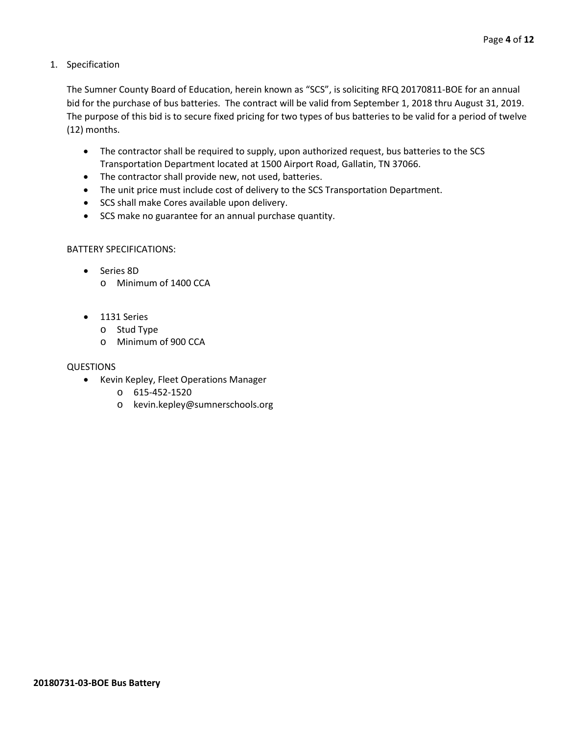1. Specification

The Sumner County Board of Education, herein known as "SCS", is soliciting RFQ 20170811-BOE for an annual bid for the purchase of bus batteries. The contract will be valid from September 1, 2018 thru August 31, 2019. The purpose of this bid is to secure fixed pricing for two types of bus batteries to be valid for a period of twelve (12) months.

- The contractor shall be required to supply, upon authorized request, bus batteries to the SCS Transportation Department located at 1500 Airport Road, Gallatin, TN 37066.
- The contractor shall provide new, not used, batteries.
- The unit price must include cost of delivery to the SCS Transportation Department.
- SCS shall make Cores available upon delivery.
- SCS make no guarantee for an annual purchase quantity.

BATTERY SPECIFICATIONS:

- Series 8D
  - Minimum of 1400 CCA

- 1131 Series
  - Stud Type
  - Minimum of 900 CCA

QUESTIONS

- Kevin Kepley, Fleet Operations Manager
  - 615-452-1520
  - kevin.kepley@sumnerschools.org

**20180731-03-BOE Bus Battery**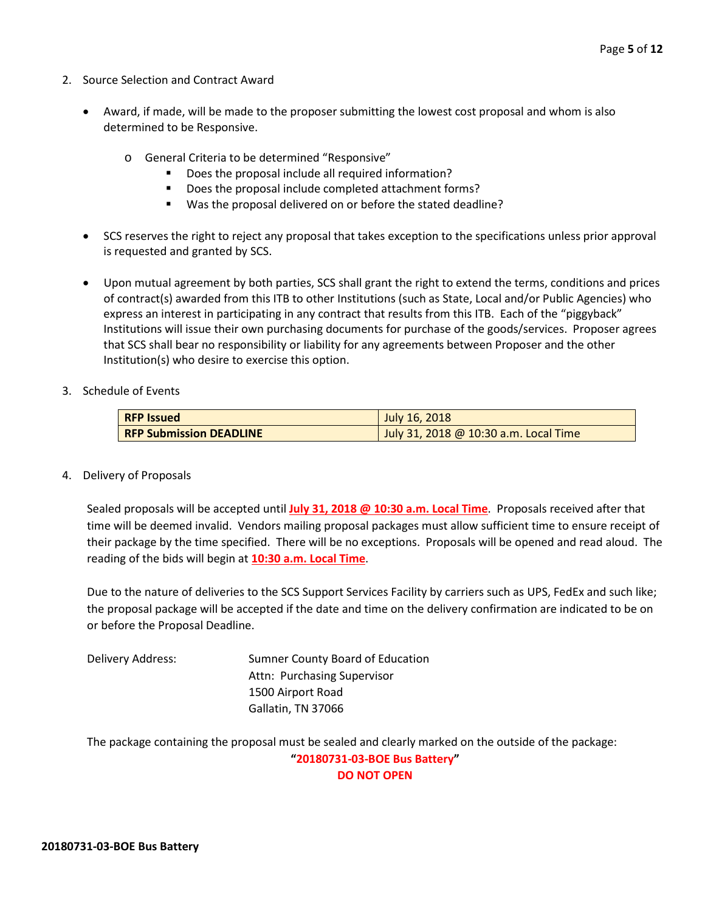2. Source Selection and Contract Award

- Award, if made, will be made to the proposer submitting the lowest cost proposal and whom is also determined to be Responsive.
    - General Criteria to be determined "Responsive"
        - Does the proposal include all required information?
        - Does the proposal include completed attachment forms?
        - Was the proposal delivered on or before the stated deadline?
- SCS reserves the right to reject any proposal that takes exception to the specifications unless prior approval is requested and granted by SCS.
- Upon mutual agreement by both parties, SCS shall grant the right to extend the terms, conditions and prices of contract(s) awarded from this ITB to other Institutions (such as State, Local and/or Public Agencies) who express an interest in participating in any contract that results from this ITB. Each of the "piggyback" Institutions will issue their own purchasing documents for purchase of the goods/services. Proposer agrees that SCS shall bear no responsibility or liability for any agreements between Proposer and the other Institution(s) who desire to exercise this option.

3. Schedule of Events

| **RFP Issued** | July 16, 2018 |
|---|---|
| **RFP Submission DEADLINE** | July 31, 2018 @ 10:30 a.m. Local Time |

4. Delivery of Proposals

Sealed proposals will be accepted until **July 31, 2018 @ 10:30 a.m. Local Time**. Proposals received after that time will be deemed invalid. Vendors mailing proposal packages must allow sufficient time to ensure receipt of their package by the time specified. There will be no exceptions. Proposals will be opened and read aloud. The reading of the bids will begin at **10:30 a.m. Local Time**.

Due to the nature of deliveries to the SCS Support Services Facility by carriers such as UPS, FedEx and such like; the proposal package will be accepted if the date and time on the delivery confirmation are indicated to be on or before the Proposal Deadline.

Delivery Address: Sumner County Board of Education
Attn: Purchasing Supervisor
1500 Airport Road
Gallatin, TN 37066

The package containing the proposal must be sealed and clearly marked on the outside of the package:

**"20180731-03-BOE Bus Battery"**
**DO NOT OPEN**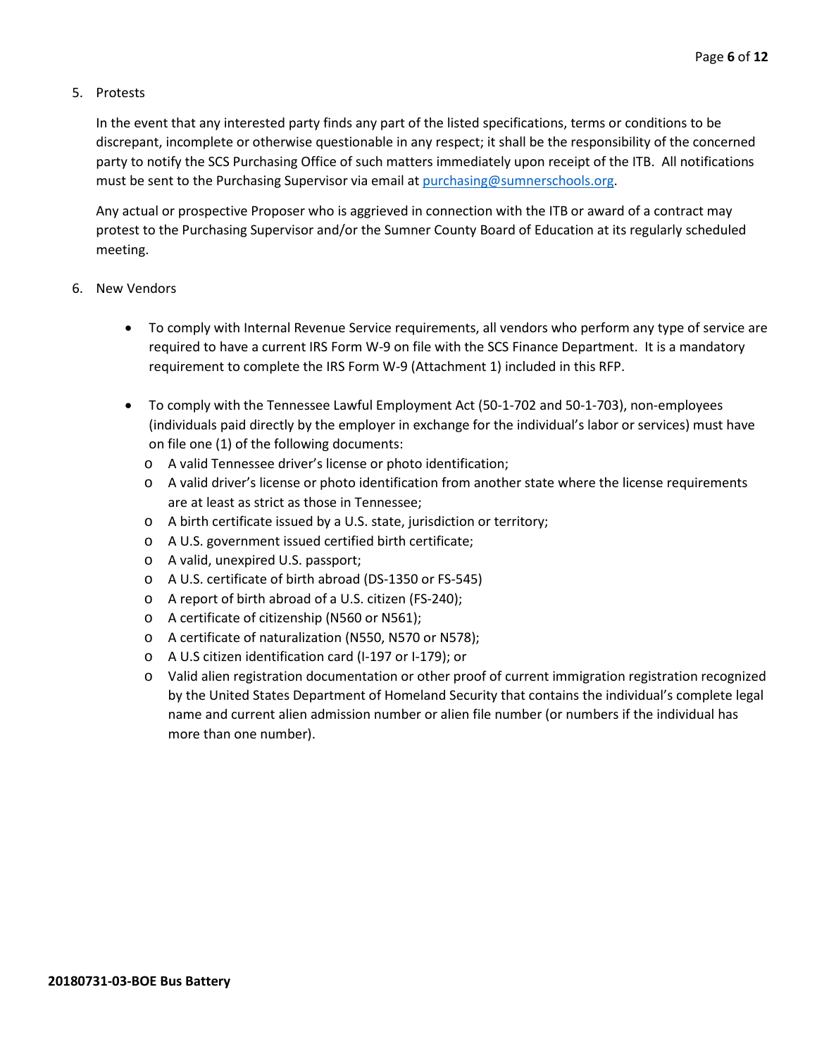5. Protests

   In the event that any interested party finds any part of the listed specifications, terms or conditions to be discrepant, incomplete or otherwise questionable in any respect; it shall be the responsibility of the concerned party to notify the SCS Purchasing Office of such matters immediately upon receipt of the ITB. All notifications must be sent to the Purchasing Supervisor via email at [purchasing@sumnerschools.org](mailto:purchasing@sumnerschools.org).

   Any actual or prospective Proposer who is aggrieved in connection with the ITB or award of a contract may protest to the Purchasing Supervisor and/or the Sumner County Board of Education at its regularly scheduled meeting.

6. New Vendors

   - To comply with Internal Revenue Service requirements, all vendors who perform any type of service are required to have a current IRS Form W-9 on file with the SCS Finance Department. It is a mandatory requirement to complete the IRS Form W-9 (Attachment 1) included in this RFP.

   - To comply with the Tennessee Lawful Employment Act (50-1-702 and 50-1-703), non-employees (individuals paid directly by the employer in exchange for the individual's labor or services) must have on file one (1) of the following documents:
     - A valid Tennessee driver's license or photo identification;
     - A valid driver's license or photo identification from another state where the license requirements are at least as strict as those in Tennessee;
     - A birth certificate issued by a U.S. state, jurisdiction or territory;
     - A U.S. government issued certified birth certificate;
     - A valid, unexpired U.S. passport;
     - A U.S. certificate of birth abroad (DS-1350 or FS-545)
     - A report of birth abroad of a U.S. citizen (FS-240);
     - A certificate of citizenship (N560 or N561);
     - A certificate of naturalization (N550, N570 or N578);
     - A U.S citizen identification card (I-197 or I-179); or
     - Valid alien registration documentation or other proof of current immigration registration recognized by the United States Department of Homeland Security that contains the individual's complete legal name and current alien admission number or alien file number (or numbers if the individual has more than one number).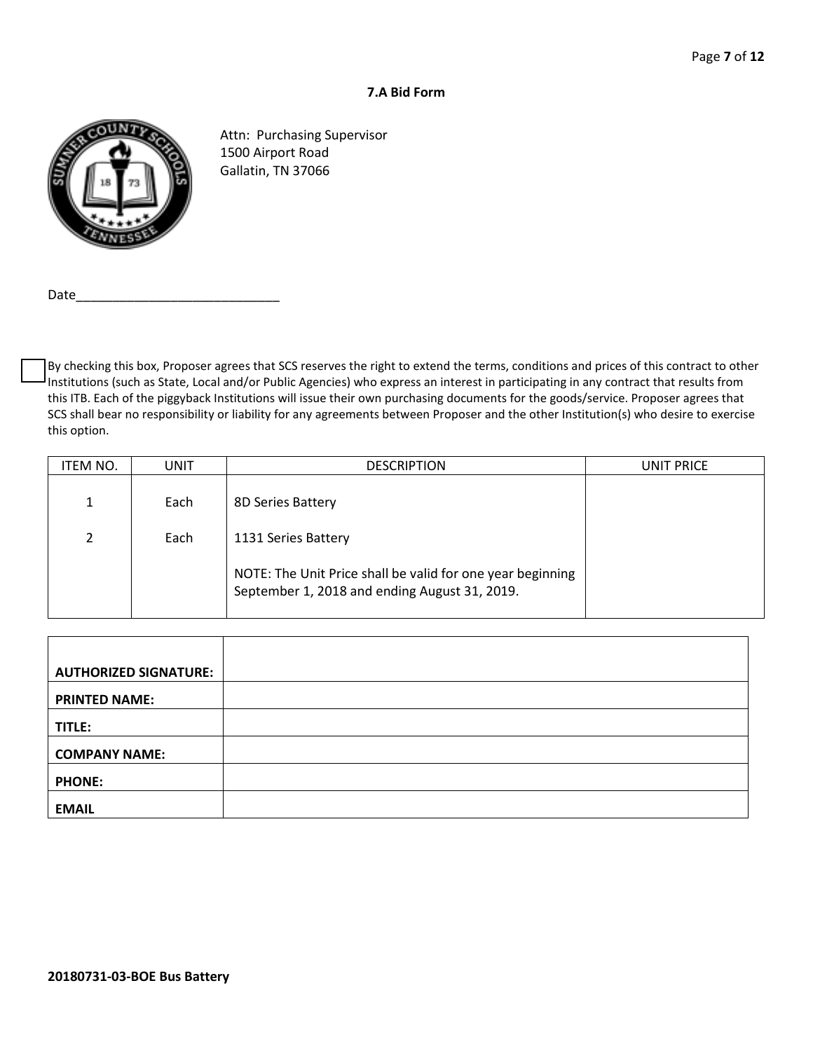### 7.A Bid Form

Attn: Purchasing Supervisor
1500 Airport Road
Gallatin, TN 37066

Date_____________________________

☐ By checking this box, Proposer agrees that SCS reserves the right to extend the terms, conditions and prices of this contract to other Institutions (such as State, Local and/or Public Agencies) who express an interest in participating in any contract that results from this ITB. Each of the piggyback Institutions will issue their own purchasing documents for the goods/service. Proposer agrees that SCS shall bear no responsibility or liability for any agreements between Proposer and the other Institution(s) who desire to exercise this option.

| ITEM NO. | UNIT | DESCRIPTION | UNIT PRICE |
|---|---|---|---|
| 1 | Each | 8D Series Battery | |
| 2 | Each | 1131 Series Battery | |
| | | NOTE: The Unit Price shall be valid for one year beginning September 1, 2018 and ending August 31, 2019. | |

| | |
|---|---|
| **AUTHORIZED SIGNATURE:** | |
| **PRINTED NAME:** | |
| **TITLE:** | |
| **COMPANY NAME:** | |
| **PHONE:** | |
| **EMAIL** | |

**20180731-03-BOE Bus Battery**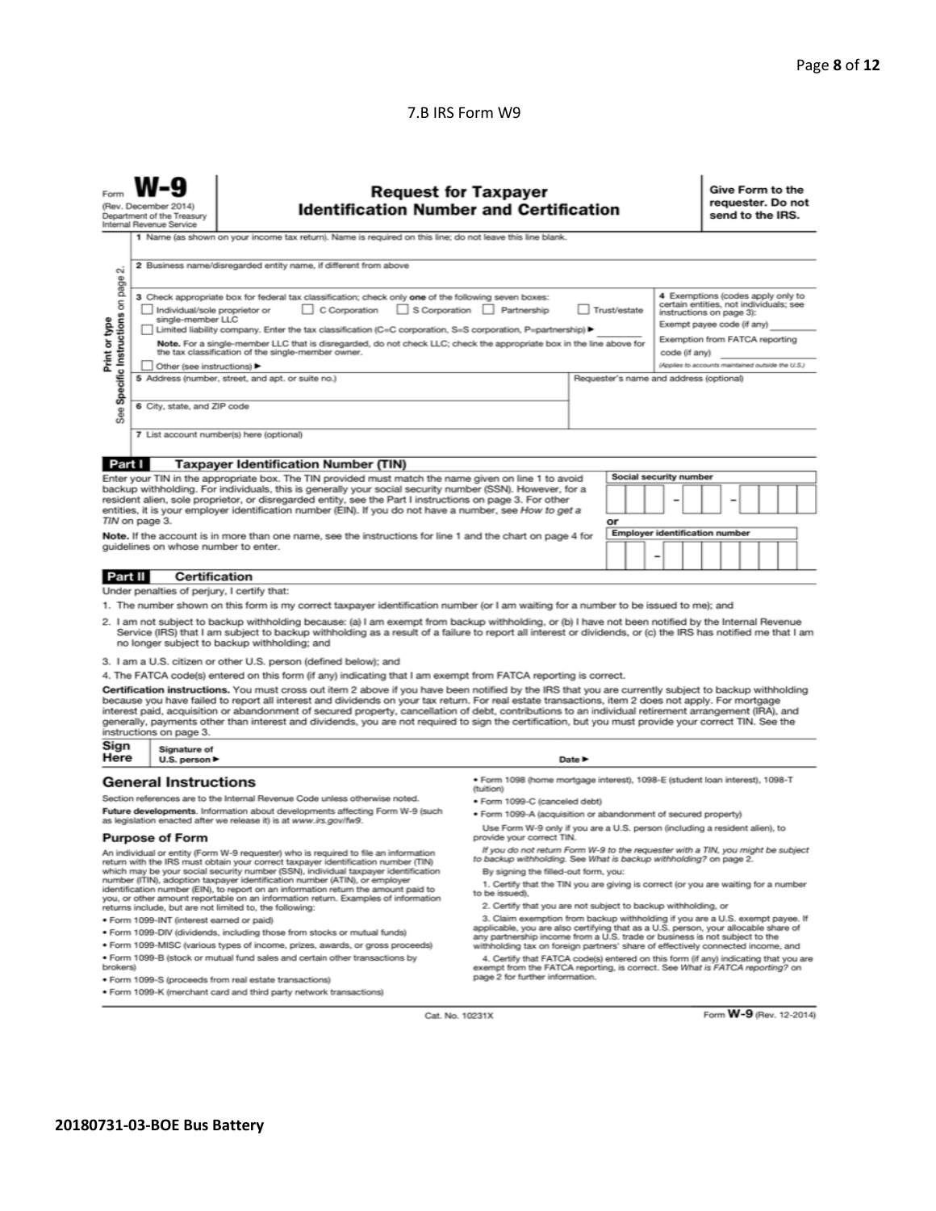7.B IRS Form W9

Form **W-9** (Rev. December 2014) Department of the Treasury Internal Revenue Service

# Request for Taxpayer Identification Number and Certification

**Give Form to the requester. Do not send to the IRS.**

Print or type — See Specific Instructions on page 2.

1 Name (as shown on your income tax return). Name is required on this line; do not leave this line blank.

2 Business name/disregarded entity name, if different from above

3 Check appropriate box for federal tax classification; check only **one** of the following seven boxes:

☐ Individual/sole proprietor or single-member LLC ☐ C Corporation ☐ S Corporation ☐ Partnership ☐ Trust/estate

☐ Limited liability company. Enter the tax classification (C=C corporation, S=S corporation, P=partnership) ▶

**Note.** For a single-member LLC that is disregarded, do not check LLC; check the appropriate box in the line above for the tax classification of the single-member owner.

☐ Other (see instructions) ▶

4 Exemptions (codes apply only to certain entities, not individuals; see instructions on page 3):

Exempt payee code (if any)

Exemption from FATCA reporting code (if any)

*(Applies to accounts maintained outside the U.S.)*

5 Address (number, street, and apt. or suite no.)

Requester's name and address (optional)

6 City, state, and ZIP code

7 List account number(s) here (optional)

## Part I Taxpayer Identification Number (TIN)

Enter your TIN in the appropriate box. The TIN provided must match the name given on line 1 to avoid backup withholding. For individuals, this is generally your social security number (SSN). However, for a resident alien, sole proprietor, or disregarded entity, see the Part I instructions on page 3. For other entities, it is your employer identification number (EIN). If you do not have a number, see *How to get a TIN* on page 3.

**Note.** If the account is in more than one name, see the instructions for line 1 and the chart on page 4 for guidelines on whose number to enter.

Social security number

or

Employer identification number

## Part II Certification

Under penalties of perjury, I certify that:

1. The number shown on this form is my correct taxpayer identification number (or I am waiting for a number to be issued to me); and
2. I am not subject to backup withholding because: (a) I am exempt from backup withholding, or (b) I have not been notified by the Internal Revenue Service (IRS) that I am subject to backup withholding as a result of a failure to report all interest or dividends, or (c) the IRS has notified me that I am no longer subject to backup withholding; and
3. I am a U.S. citizen or other U.S. person (defined below); and
4. The FATCA code(s) entered on this form (if any) indicating that I am exempt from FATCA reporting is correct.

**Certification instructions.** You must cross out item 2 above if you have been notified by the IRS that you are currently subject to backup withholding because you have failed to report all interest and dividends on your tax return. For real estate transactions, item 2 does not apply. For mortgage interest paid, acquisition or abandonment of secured property, cancellation of debt, contributions to an individual retirement arrangement (IRA), and generally, payments other than interest and dividends, you are not required to sign the certification, but you must provide your correct TIN. See the instructions on page 3.

**Sign Here** Signature of U.S. person ▶ Date ▶

## General Instructions

Section references are to the Internal Revenue Code unless otherwise noted.

**Future developments.** Information about developments affecting Form W-9 (such as legislation enacted after we release it) is at *www.irs.gov/fw9.*

### Purpose of Form

An individual or entity (Form W-9 requester) who is required to file an information return with the IRS must obtain your correct taxpayer identification number (TIN) which may be your social security number (SSN), individual taxpayer identification number (ITIN), adoption taxpayer identification number (ATIN), or employer identification number (EIN), to report on an information return the amount paid to you, or other amount reportable on an information return. Examples of information returns include, but are not limited to, the following:

- Form 1099-INT (interest earned or paid)
- Form 1099-DIV (dividends, including those from stocks or mutual funds)
- Form 1099-MISC (various types of income, prizes, awards, or gross proceeds)
- Form 1099-B (stock or mutual fund sales and certain other transactions by brokers)
- Form 1099-S (proceeds from real estate transactions)
- Form 1099-K (merchant card and third party network transactions)
- Form 1098 (home mortgage interest), 1098-E (student loan interest), 1098-T (tuition)
- Form 1099-C (canceled debt)
- Form 1099-A (acquisition or abandonment of secured property)

Use Form W-9 only if you are a U.S. person (including a resident alien), to provide your correct TIN.

*If you do not return Form W-9 to the requester with a TIN, you might be subject to backup withholding. See What is backup withholding? on page 2.*

By signing the filled-out form, you:

1. Certify that the TIN you are giving is correct (or you are waiting for a number to be issued),
2. Certify that you are not subject to backup withholding, or
3. Claim exemption from backup withholding if you are a U.S. exempt payee. If applicable, you are also certifying that as a U.S. person, your allocable share of any partnership income from a U.S. trade or business is not subject to the withholding tax on foreign partners' share of effectively connected income, and
4. Certify that FATCA code(s) entered on this form (if any) indicating that you are exempt from the FATCA reporting, is correct. See *What is FATCA reporting?* on page 2 for further information.

Cat. No. 10231X

Form **W-9** (Rev. 12-2014)

**20180731-03-BOE Bus Battery**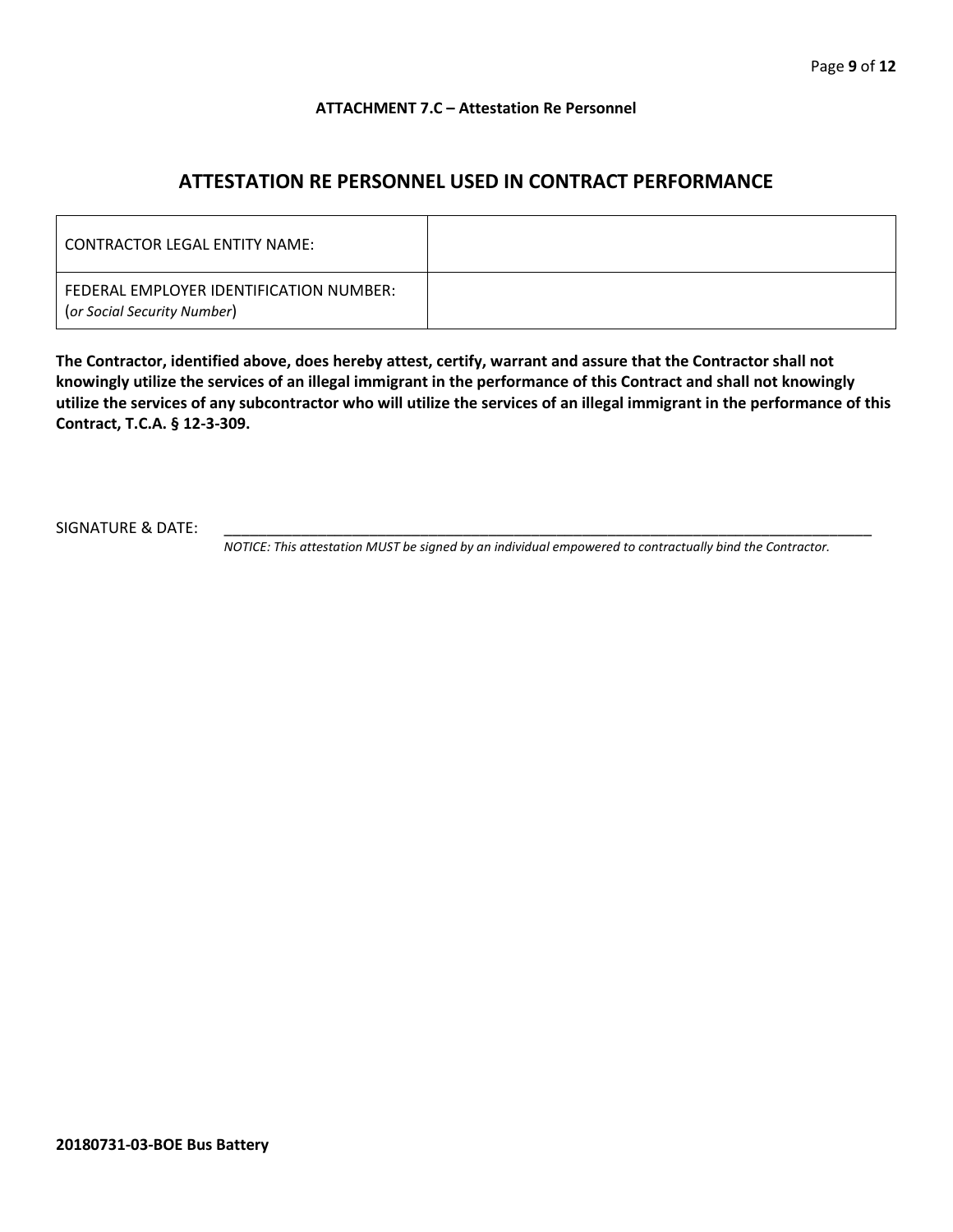**ATTACHMENT 7.C – Attestation Re Personnel**

## ATTESTATION RE PERSONNEL USED IN CONTRACT PERFORMANCE

| CONTRACTOR LEGAL ENTITY NAME: | |
|---|---|
| FEDERAL EMPLOYER IDENTIFICATION NUMBER: (*or Social Security Number*) | |

**The Contractor, identified above, does hereby attest, certify, warrant and assure that the Contractor shall not knowingly utilize the services of an illegal immigrant in the performance of this Contract and shall not knowingly utilize the services of any subcontractor who will utilize the services of an illegal immigrant in the performance of this Contract, T.C.A. § 12-3-309.**

SIGNATURE & DATE: \_\_\_\_\_\_\_\_\_\_\_\_\_\_\_\_\_\_\_\_\_\_\_\_\_\_\_\_\_\_\_\_\_\_\_\_\_\_\_\_\_\_\_\_\_\_\_\_\_\_\_\_\_\_\_\_\_\_\_\_

*NOTICE: This attestation MUST be signed by an individual empowered to contractually bind the Contractor.*

**20180731-03-BOE Bus Battery**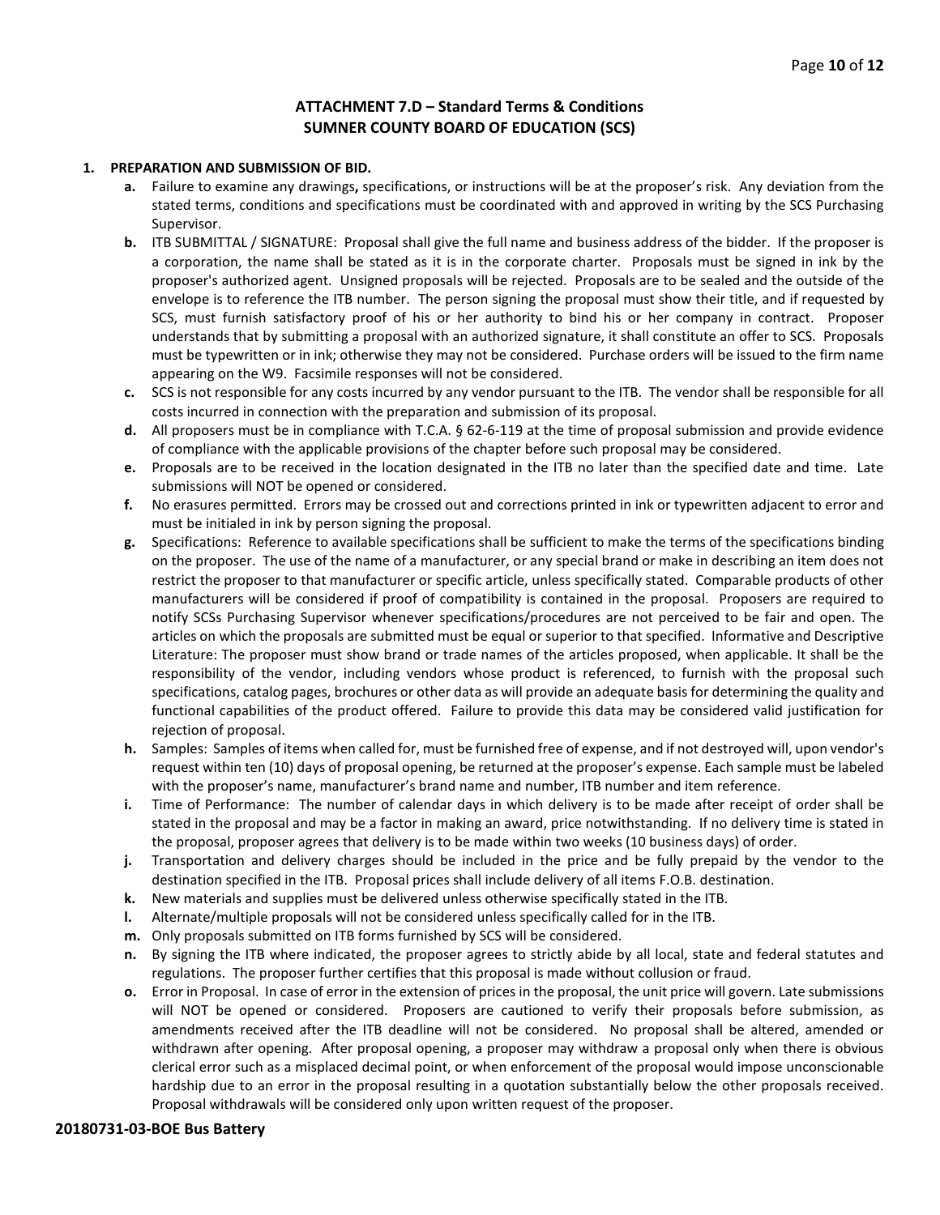## ATTACHMENT 7.D – Standard Terms & Conditions
## SUMNER COUNTY BOARD OF EDUCATION (SCS)

**1. PREPARATION AND SUBMISSION OF BID.**

- **a.** Failure to examine any drawings**,** specifications, or instructions will be at the proposer's risk. Any deviation from the stated terms, conditions and specifications must be coordinated with and approved in writing by the SCS Purchasing Supervisor.
- **b.** ITB SUBMITTAL / SIGNATURE: Proposal shall give the full name and business address of the bidder. If the proposer is a corporation, the name shall be stated as it is in the corporate charter. Proposals must be signed in ink by the proposer's authorized agent. Unsigned proposals will be rejected. Proposals are to be sealed and the outside of the envelope is to reference the ITB number. The person signing the proposal must show their title, and if requested by SCS, must furnish satisfactory proof of his or her authority to bind his or her company in contract. Proposer understands that by submitting a proposal with an authorized signature, it shall constitute an offer to SCS. Proposals must be typewritten or in ink; otherwise they may not be considered. Purchase orders will be issued to the firm name appearing on the W9. Facsimile responses will not be considered.
- **c.** SCS is not responsible for any costs incurred by any vendor pursuant to the ITB. The vendor shall be responsible for all costs incurred in connection with the preparation and submission of its proposal.
- **d.** All proposers must be in compliance with T.C.A. § 62-6-119 at the time of proposal submission and provide evidence of compliance with the applicable provisions of the chapter before such proposal may be considered.
- **e.** Proposals are to be received in the location designated in the ITB no later than the specified date and time. Late submissions will NOT be opened or considered.
- **f.** No erasures permitted. Errors may be crossed out and corrections printed in ink or typewritten adjacent to error and must be initialed in ink by person signing the proposal.
- **g.** Specifications: Reference to available specifications shall be sufficient to make the terms of the specifications binding on the proposer. The use of the name of a manufacturer, or any special brand or make in describing an item does not restrict the proposer to that manufacturer or specific article, unless specifically stated. Comparable products of other manufacturers will be considered if proof of compatibility is contained in the proposal. Proposers are required to notify SCSs Purchasing Supervisor whenever specifications/procedures are not perceived to be fair and open. The articles on which the proposals are submitted must be equal or superior to that specified. Informative and Descriptive Literature: The proposer must show brand or trade names of the articles proposed, when applicable. It shall be the responsibility of the vendor, including vendors whose product is referenced, to furnish with the proposal such specifications, catalog pages, brochures or other data as will provide an adequate basis for determining the quality and functional capabilities of the product offered. Failure to provide this data may be considered valid justification for rejection of proposal.
- **h.** Samples: Samples of items when called for, must be furnished free of expense, and if not destroyed will, upon vendor's request within ten (10) days of proposal opening, be returned at the proposer's expense. Each sample must be labeled with the proposer's name, manufacturer's brand name and number, ITB number and item reference.
- **i.** Time of Performance: The number of calendar days in which delivery is to be made after receipt of order shall be stated in the proposal and may be a factor in making an award, price notwithstanding. If no delivery time is stated in the proposal, proposer agrees that delivery is to be made within two weeks (10 business days) of order.
- **j.** Transportation and delivery charges should be included in the price and be fully prepaid by the vendor to the destination specified in the ITB. Proposal prices shall include delivery of all items F.O.B. destination.
- **k.** New materials and supplies must be delivered unless otherwise specifically stated in the ITB.
- **l.** Alternate/multiple proposals will not be considered unless specifically called for in the ITB.
- **m.** Only proposals submitted on ITB forms furnished by SCS will be considered.
- **n.** By signing the ITB where indicated, the proposer agrees to strictly abide by all local, state and federal statutes and regulations. The proposer further certifies that this proposal is made without collusion or fraud.
- **o.** Error in Proposal. In case of error in the extension of prices in the proposal, the unit price will govern. Late submissions will NOT be opened or considered. Proposers are cautioned to verify their proposals before submission, as amendments received after the ITB deadline will not be considered. No proposal shall be altered, amended or withdrawn after opening. After proposal opening, a proposer may withdraw a proposal only when there is obvious clerical error such as a misplaced decimal point, or when enforcement of the proposal would impose unconscionable hardship due to an error in the proposal resulting in a quotation substantially below the other proposals received. Proposal withdrawals will be considered only upon written request of the proposer.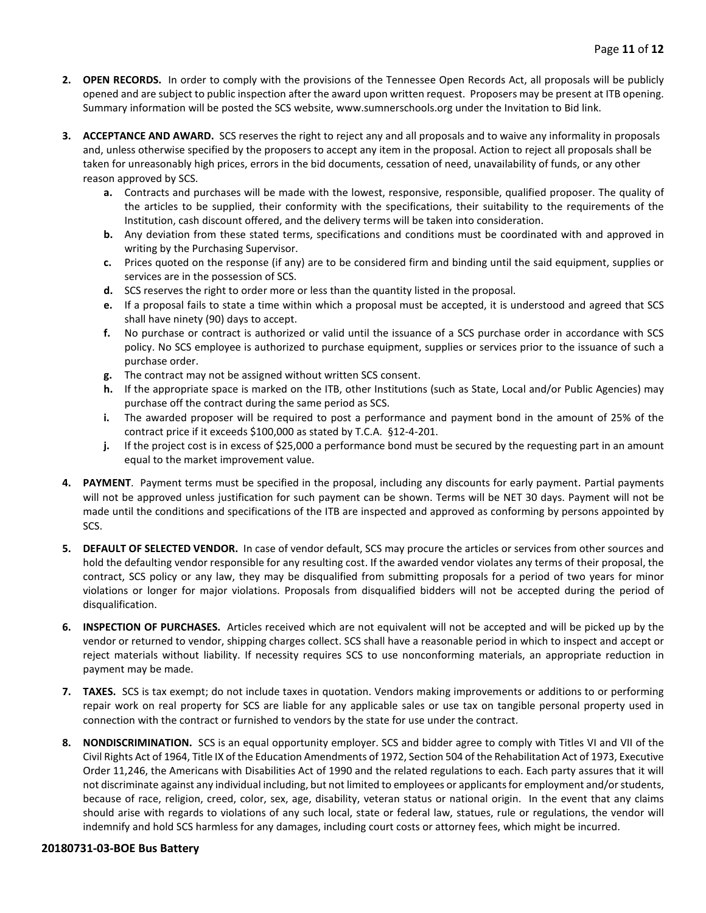2. **OPEN RECORDS.** In order to comply with the provisions of the Tennessee Open Records Act, all proposals will be publicly opened and are subject to public inspection after the award upon written request. Proposers may be present at ITB opening. Summary information will be posted the SCS website, www.sumnerschools.org under the Invitation to Bid link.

3. **ACCEPTANCE AND AWARD.** SCS reserves the right to reject any and all proposals and to waive any informality in proposals and, unless otherwise specified by the proposers to accept any item in the proposal. Action to reject all proposals shall be taken for unreasonably high prices, errors in the bid documents, cessation of need, unavailability of funds, or any other reason approved by SCS.
   - **a.** Contracts and purchases will be made with the lowest, responsive, responsible, qualified proposer. The quality of the articles to be supplied, their conformity with the specifications, their suitability to the requirements of the Institution, cash discount offered, and the delivery terms will be taken into consideration.
   - **b.** Any deviation from these stated terms, specifications and conditions must be coordinated with and approved in writing by the Purchasing Supervisor.
   - **c.** Prices quoted on the response (if any) are to be considered firm and binding until the said equipment, supplies or services are in the possession of SCS.
   - **d.** SCS reserves the right to order more or less than the quantity listed in the proposal.
   - **e.** If a proposal fails to state a time within which a proposal must be accepted, it is understood and agreed that SCS shall have ninety (90) days to accept.
   - **f.** No purchase or contract is authorized or valid until the issuance of a SCS purchase order in accordance with SCS policy. No SCS employee is authorized to purchase equipment, supplies or services prior to the issuance of such a purchase order.
   - **g.** The contract may not be assigned without written SCS consent.
   - **h.** If the appropriate space is marked on the ITB, other Institutions (such as State, Local and/or Public Agencies) may purchase off the contract during the same period as SCS.
   - **i.** The awarded proposer will be required to post a performance and payment bond in the amount of 25% of the contract price if it exceeds $100,000 as stated by T.C.A. §12-4-201.
   - **j.** If the project cost is in excess of $25,000 a performance bond must be secured by the requesting part in an amount equal to the market improvement value.

4. **PAYMENT**. Payment terms must be specified in the proposal, including any discounts for early payment. Partial payments will not be approved unless justification for such payment can be shown. Terms will be NET 30 days. Payment will not be made until the conditions and specifications of the ITB are inspected and approved as conforming by persons appointed by SCS.

5. **DEFAULT OF SELECTED VENDOR.** In case of vendor default, SCS may procure the articles or services from other sources and hold the defaulting vendor responsible for any resulting cost. If the awarded vendor violates any terms of their proposal, the contract, SCS policy or any law, they may be disqualified from submitting proposals for a period of two years for minor violations or longer for major violations. Proposals from disqualified bidders will not be accepted during the period of disqualification.

6. **INSPECTION OF PURCHASES.** Articles received which are not equivalent will not be accepted and will be picked up by the vendor or returned to vendor, shipping charges collect. SCS shall have a reasonable period in which to inspect and accept or reject materials without liability. If necessity requires SCS to use nonconforming materials, an appropriate reduction in payment may be made.

7. **TAXES.** SCS is tax exempt; do not include taxes in quotation. Vendors making improvements or additions to or performing repair work on real property for SCS are liable for any applicable sales or use tax on tangible personal property used in connection with the contract or furnished to vendors by the state for use under the contract.

8. **NONDISCRIMINATION.** SCS is an equal opportunity employer. SCS and bidder agree to comply with Titles VI and VII of the Civil Rights Act of 1964, Title IX of the Education Amendments of 1972, Section 504 of the Rehabilitation Act of 1973, Executive Order 11,246, the Americans with Disabilities Act of 1990 and the related regulations to each. Each party assures that it will not discriminate against any individual including, but not limited to employees or applicants for employment and/or students, because of race, religion, creed, color, sex, age, disability, veteran status or national origin. In the event that any claims should arise with regards to violations of any such local, state or federal law, statues, rule or regulations, the vendor will indemnify and hold SCS harmless for any damages, including court costs or attorney fees, which might be incurred.

**20180731-03-BOE Bus Battery**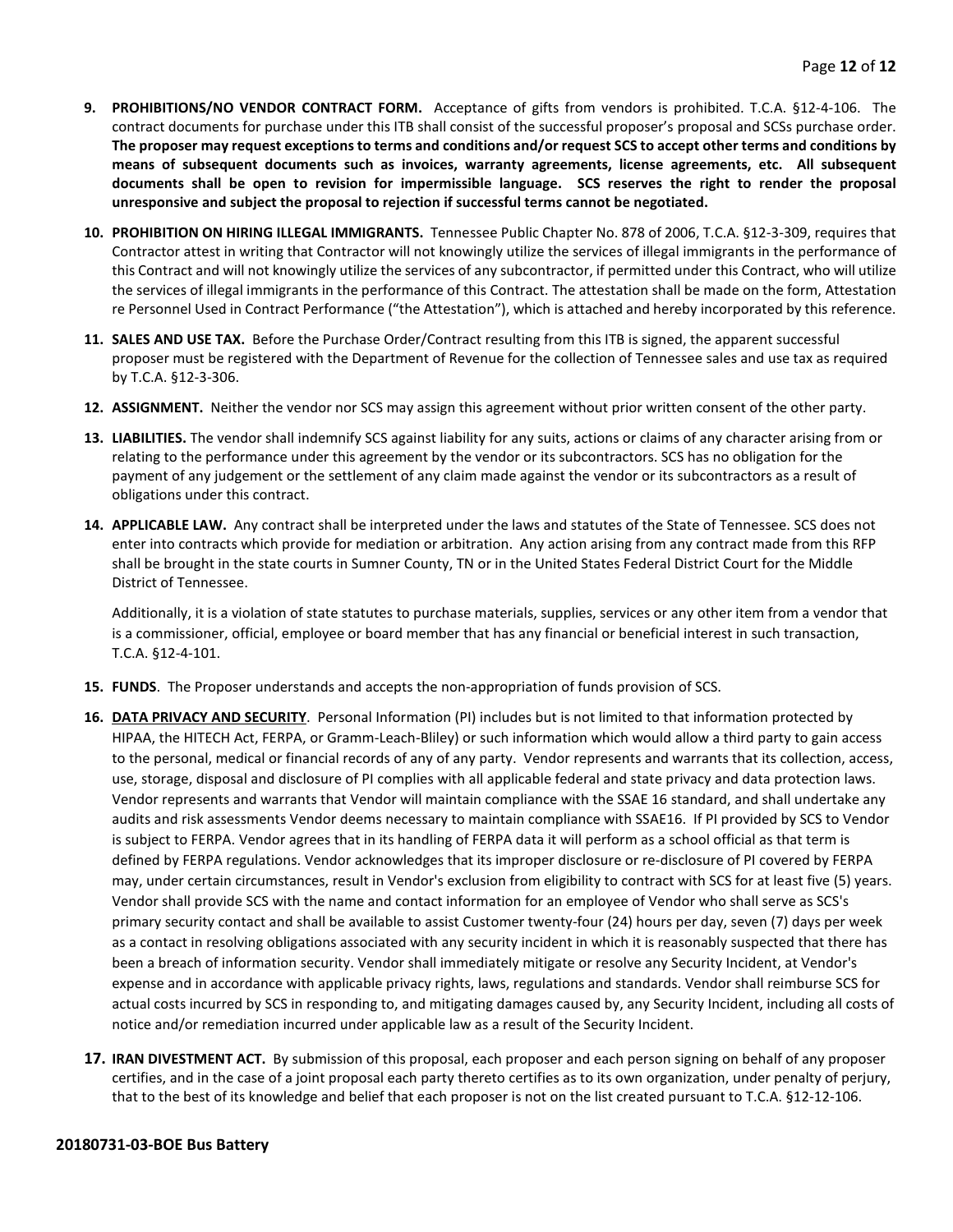9. **PROHIBITIONS/NO VENDOR CONTRACT FORM.** Acceptance of gifts from vendors is prohibited. T.C.A. §12-4-106. The contract documents for purchase under this ITB shall consist of the successful proposer's proposal and SCSs purchase order. **The proposer may request exceptions to terms and conditions and/or request SCS to accept other terms and conditions by means of subsequent documents such as invoices, warranty agreements, license agreements, etc. All subsequent documents shall be open to revision for impermissible language. SCS reserves the right to render the proposal unresponsive and subject the proposal to rejection if successful terms cannot be negotiated.**

10. **PROHIBITION ON HIRING ILLEGAL IMMIGRANTS.** Tennessee Public Chapter No. 878 of 2006, T.C.A. §12-3-309, requires that Contractor attest in writing that Contractor will not knowingly utilize the services of illegal immigrants in the performance of this Contract and will not knowingly utilize the services of any subcontractor, if permitted under this Contract, who will utilize the services of illegal immigrants in the performance of this Contract. The attestation shall be made on the form, Attestation re Personnel Used in Contract Performance ("the Attestation"), which is attached and hereby incorporated by this reference.

11. **SALES AND USE TAX.** Before the Purchase Order/Contract resulting from this ITB is signed, the apparent successful proposer must be registered with the Department of Revenue for the collection of Tennessee sales and use tax as required by T.C.A. §12-3-306.

12. **ASSIGNMENT.** Neither the vendor nor SCS may assign this agreement without prior written consent of the other party.

13. **LIABILITIES.** The vendor shall indemnify SCS against liability for any suits, actions or claims of any character arising from or relating to the performance under this agreement by the vendor or its subcontractors. SCS has no obligation for the payment of any judgement or the settlement of any claim made against the vendor or its subcontractors as a result of obligations under this contract.

14. **APPLICABLE LAW.** Any contract shall be interpreted under the laws and statutes of the State of Tennessee. SCS does not enter into contracts which provide for mediation or arbitration. Any action arising from any contract made from this RFP shall be brought in the state courts in Sumner County, TN or in the United States Federal District Court for the Middle District of Tennessee.

    Additionally, it is a violation of state statutes to purchase materials, supplies, services or any other item from a vendor that is a commissioner, official, employee or board member that has any financial or beneficial interest in such transaction, T.C.A. §12-4-101.

15. **FUNDS**. The Proposer understands and accepts the non-appropriation of funds provision of SCS.

16. **<u>DATA PRIVACY AND SECURITY</u>**. Personal Information (PI) includes but is not limited to that information protected by HIPAA, the HITECH Act, FERPA, or Gramm-Leach-Bliley) or such information which would allow a third party to gain access to the personal, medical or financial records of any of any party. Vendor represents and warrants that its collection, access, use, storage, disposal and disclosure of PI complies with all applicable federal and state privacy and data protection laws. Vendor represents and warrants that Vendor will maintain compliance with the SSAE 16 standard, and shall undertake any audits and risk assessments Vendor deems necessary to maintain compliance with SSAE16. If PI provided by SCS to Vendor is subject to FERPA. Vendor agrees that in its handling of FERPA data it will perform as a school official as that term is defined by FERPA regulations. Vendor acknowledges that its improper disclosure or re-disclosure of PI covered by FERPA may, under certain circumstances, result in Vendor's exclusion from eligibility to contract with SCS for at least five (5) years. Vendor shall provide SCS with the name and contact information for an employee of Vendor who shall serve as SCS's primary security contact and shall be available to assist Customer twenty-four (24) hours per day, seven (7) days per week as a contact in resolving obligations associated with any security incident in which it is reasonably suspected that there has been a breach of information security. Vendor shall immediately mitigate or resolve any Security Incident, at Vendor's expense and in accordance with applicable privacy rights, laws, regulations and standards. Vendor shall reimburse SCS for actual costs incurred by SCS in responding to, and mitigating damages caused by, any Security Incident, including all costs of notice and/or remediation incurred under applicable law as a result of the Security Incident.

17. **IRAN DIVESTMENT ACT.** By submission of this proposal, each proposer and each person signing on behalf of any proposer certifies, and in the case of a joint proposal each party thereto certifies as to its own organization, under penalty of perjury, that to the best of its knowledge and belief that each proposer is not on the list created pursuant to T.C.A. §12-12-106.

**20180731-03-BOE Bus Battery**